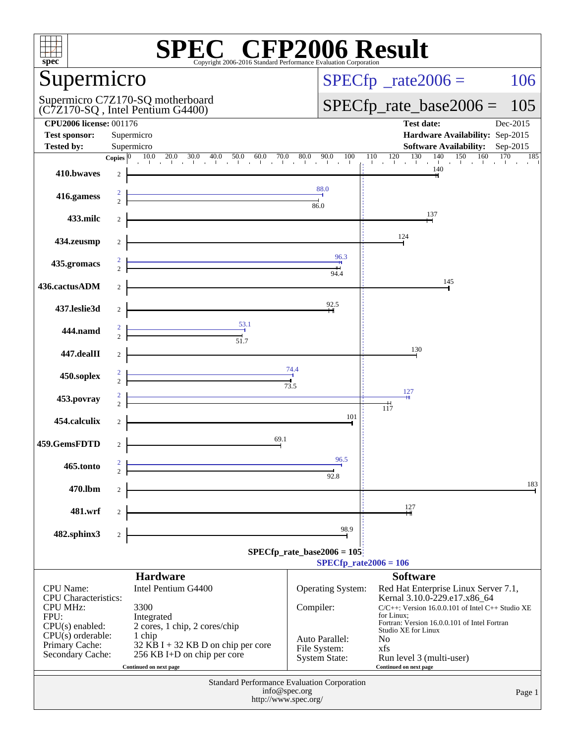# SPEC CFP2006 Result

Copyright 2006-2016 Standard Performance Evaluation Corporation

## Supermicro

Supermicro C7Z170-SQ motherboard
(C7Z170-SQ , Intel Pentium G4400)

SPECfp_rate2006 = 106

SPECfp_rate_base2006 = 105

| | | | |
|---|---|---|---|
| **CPU2006 license:** | 001176 | **Test date:** | Dec-2015 |
| **Test sponsor:** | Supermicro | **Hardware Availability:** | Sep-2015 |
| **Tested by:** | Supermicro | **Software Availability:** | Sep-2015 |

| Benchmark | Copies (peak) | Copies (base) | Peak | Base |
|---|---|---|---|---|
| 410.bwaves | | 2 | | 140 |
| 416.gamess | 2 | 2 | 88.0 | 86.0 |
| 433.milc | | 2 | | 137 |
| 434.zeusmp | | 2 | | 124 |
| 435.gromacs | 2 | 2 | 96.3 | 94.4 |
| 436.cactusADM | | 2 | | 145 |
| 437.leslie3d | | 2 | | 92.5 |
| 444.namd | 2 | 2 | 53.1 | 51.7 |
| 447.dealII | | 2 | | 130 |
| 450.soplex | 2 | 2 | 74.4 | 73.5 |
| 453.povray | 2 | 2 | 127 | 117 |
| 454.calculix | | 2 | | 101 |
| 459.GemsFDTD | | 2 | | 69.1 |
| 465.tonto | 2 | 2 | 96.5 | 92.8 |
| 470.lbm | | 2 | | 183 |
| 481.wrf | | 2 | | 127 |
| 482.sphinx3 | | 2 | | 98.9 |

SPECfp_rate_base2006 = 105

SPECfp_rate2006 = 106

### Hardware

| | |
|---|---|
| CPU Name: | Intel Pentium G4400 |
| CPU Characteristics: | |
| CPU MHz: | 3300 |
| FPU: | Integrated |
| CPU(s) enabled: | 2 cores, 1 chip, 2 cores/chip |
| CPU(s) orderable: | 1 chip |
| Primary Cache: | 32 KB I + 32 KB D on chip per core |
| Secondary Cache: | 256 KB I+D on chip per core |

Continued on next page

### Software

| | |
|---|---|
| Operating System: | Red Hat Enterprise Linux Server 7.1, Kernal 3.10.0-229.e17.x86_64 |
| Compiler: | C/C++: Version 16.0.0.101 of Intel C++ Studio XE for Linux; Fortran: Version 16.0.0.101 of Intel Fortran Studio XE for Linux |
| Auto Parallel: | No |
| File System: | xfs |
| System State: | Run level 3 (multi-user) |

Continued on next page

Standard Performance Evaluation Corporation
info@spec.org
http://www.spec.org/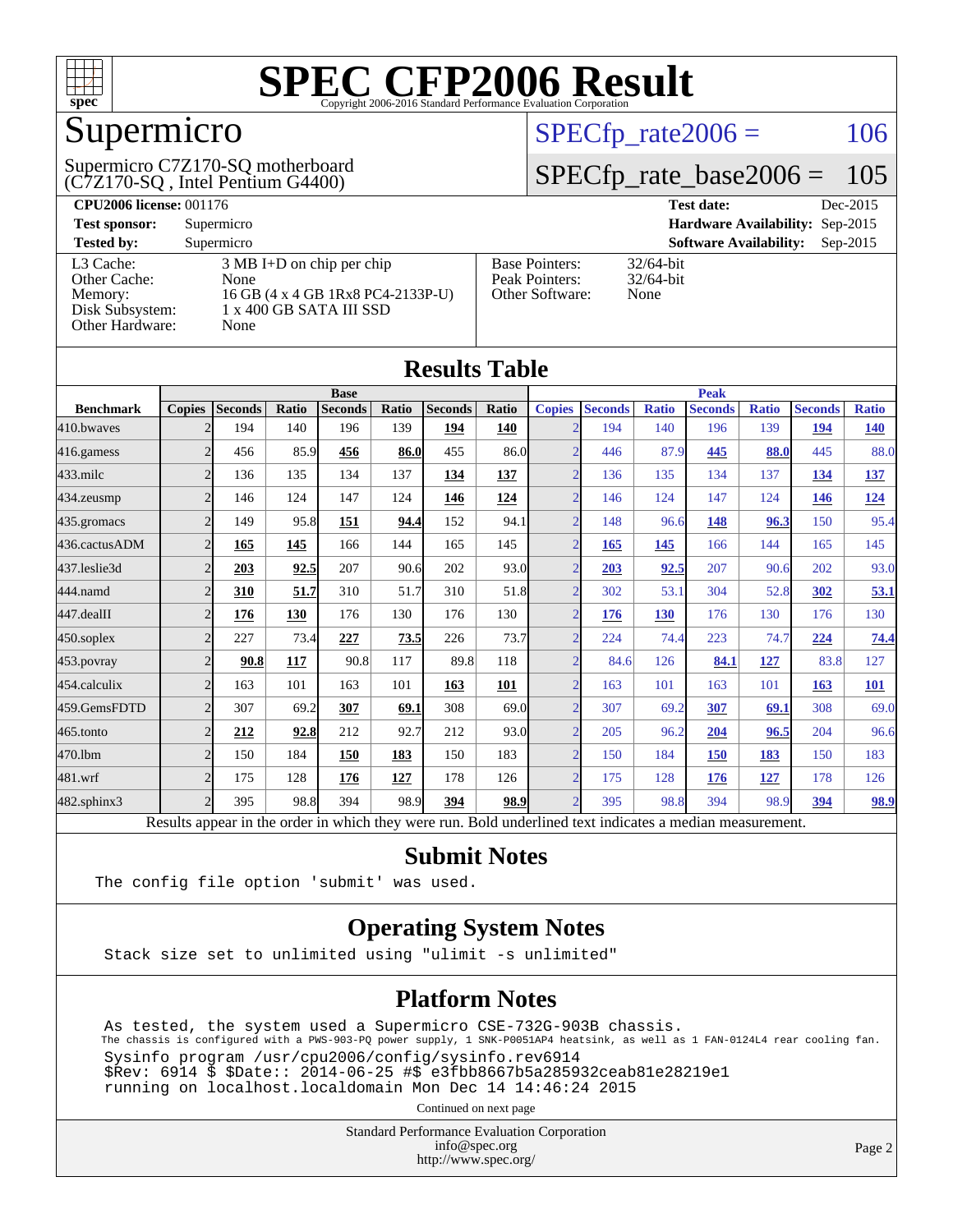# SPEC CFP2006 Result

Copyright 2006-2016 Standard Performance Evaluation Corporation

## Supermicro

Supermicro C7Z170-SQ motherboard
(C7Z170-SQ , Intel Pentium G4400)

SPECfp_rate2006 = 106

SPECfp_rate_base2006 = 105

**CPU2006 license:** 001176
**Test sponsor:** Supermicro
**Tested by:** Supermicro

**Test date:** Dec-2015
**Hardware Availability:** Sep-2015
**Software Availability:** Sep-2015

| | |
|---|---|
| L3 Cache: | 3 MB I+D on chip per chip |
| Other Cache: | None |
| Memory: | 16 GB (4 x 4 GB 1Rx8 PC4-2133P-U) |
| Disk Subsystem: | 1 x 400 GB SATA III SSD |
| Other Hardware: | None |

| | |
|---|---|
| Base Pointers: | 32/64-bit |
| Peak Pointers: | 32/64-bit |
| Other Software: | None |

## Results Table

| Benchmark | Base | | | | | | | Peak | | | | | | |
|---|---|---|---|---|---|---|---|---|---|---|---|---|---|---|
| | Copies | Seconds | Ratio | Seconds | Ratio | Seconds | Ratio | Copies | Seconds | Ratio | Seconds | Ratio | Seconds | Ratio |
| 410.bwaves | 2 | 194 | 140 | 196 | 139 | **194** | **140** | 2 | 194 | 140 | 196 | 139 | **194** | **140** |
| 416.gamess | 2 | 456 | 85.9 | **456** | **86.0** | 455 | 86.0 | 2 | 446 | 87.9 | **445** | **88.0** | 445 | 88.0 |
| 433.milc | 2 | 136 | 135 | 134 | 137 | **134** | **137** | 2 | 136 | 135 | 134 | 137 | **134** | **137** |
| 434.zeusmp | 2 | 146 | 124 | 147 | 124 | **146** | **124** | 2 | 146 | 124 | 147 | 124 | **146** | **124** |
| 435.gromacs | 2 | 149 | 95.8 | **151** | **94.4** | 152 | 94.1 | 2 | 148 | 96.6 | **148** | **96.3** | 150 | 95.4 |
| 436.cactusADM | 2 | **165** | **145** | 166 | 144 | 165 | 145 | 2 | **165** | **145** | 166 | 144 | 165 | 145 |
| 437.leslie3d | 2 | **203** | **92.5** | 207 | 90.6 | 202 | 93.0 | 2 | **203** | **92.5** | 207 | 90.6 | 202 | 93.0 |
| 444.namd | 2 | **310** | **51.7** | 310 | 51.7 | 310 | 51.8 | 2 | 302 | 53.1 | 304 | 52.8 | **302** | **53.1** |
| 447.dealII | 2 | **176** | **130** | 176 | 130 | 176 | 130 | 2 | **176** | **130** | 176 | 130 | 176 | 130 |
| 450.soplex | 2 | 227 | 73.4 | **227** | **73.5** | 226 | 73.7 | 2 | 224 | 74.4 | 223 | 74.7 | **224** | **74.4** |
| 453.povray | 2 | **90.8** | **117** | 90.8 | 117 | 89.8 | 118 | 2 | 84.6 | 126 | **84.1** | **127** | 83.8 | 127 |
| 454.calculix | 2 | 163 | 101 | 163 | 101 | **163** | **101** | 2 | 163 | 101 | 163 | 101 | **163** | **101** |
| 459.GemsFDTD | 2 | 307 | 69.2 | **307** | **69.1** | 308 | 69.0 | 2 | 307 | 69.2 | **307** | **69.1** | 308 | 69.0 |
| 465.tonto | 2 | **212** | **92.8** | 212 | 92.7 | 212 | 93.0 | 2 | 205 | 96.2 | **204** | **96.5** | 204 | 96.6 |
| 470.lbm | 2 | 150 | 184 | **150** | **183** | 150 | 183 | 2 | 150 | 184 | **150** | **183** | 150 | 183 |
| 481.wrf | 2 | 175 | 128 | **176** | **127** | 178 | 126 | 2 | 175 | 128 | **176** | **127** | 178 | 126 |
| 482.sphinx3 | 2 | 395 | 98.8 | 394 | 98.9 | **394** | **98.9** | 2 | 395 | 98.8 | 394 | 98.9 | **394** | **98.9** |

Results appear in the order in which they were run. Bold underlined text indicates a median measurement.

## Submit Notes

```
The config file option 'submit' was used.
```

## Operating System Notes

```
Stack size set to unlimited using "ulimit -s unlimited"
```

## Platform Notes

```
As tested, the system used a Supermicro CSE-732G-903B chassis.
The chassis is configured with a PWS-903-PQ power supply, 1 SNK-P0051AP4 heatsink, as well as 1 FAN-0124L4 rear cooling fan.
Sysinfo program /usr/cpu2006/config/sysinfo.rev6914
$Rev: 6914 $ $Date:: 2014-06-25 #$ e3fbb8667b5a285932ceab81e28219e1
running on localhost.localdomain Mon Dec 14 14:46:24 2015
```

Continued on next page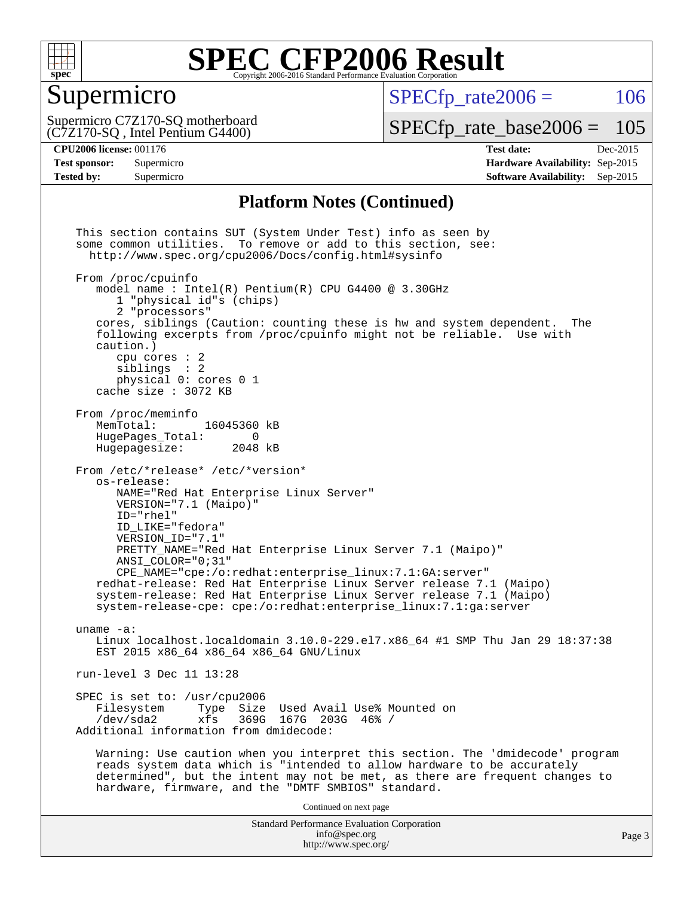# SPEC CFP2006 Result

Copyright 2006-2016 Standard Performance Evaluation Corporation

## Supermicro

Supermicro C7Z170-SQ motherboard
(C7Z170-SQ , Intel Pentium G4400)

SPECfp_rate2006 = 106

SPECfp_rate_base2006 = 105

**CPU2006 license:** 001176
**Test sponsor:** Supermicro
**Tested by:** Supermicro

**Test date:** Dec-2015
**Hardware Availability:** Sep-2015
**Software Availability:** Sep-2015

### Platform Notes (Continued)

```
This section contains SUT (System Under Test) info as seen by
some common utilities.  To remove or add to this section, see:
  http://www.spec.org/cpu2006/Docs/config.html#sysinfo

From /proc/cpuinfo
   model name : Intel(R) Pentium(R) CPU G4400 @ 3.30GHz
      1 "physical id"s (chips)
      2 "processors"
   cores, siblings (Caution: counting these is hw and system dependent.  The
   following excerpts from /proc/cpuinfo might not be reliable.  Use with
   caution.)
      cpu cores : 2
      siblings  : 2
      physical 0: cores 0 1
   cache size : 3072 KB

From /proc/meminfo
   MemTotal:       16045360 kB
   HugePages_Total:       0
   Hugepagesize:       2048 kB

From /etc/*release* /etc/*version*
   os-release:
      NAME="Red Hat Enterprise Linux Server"
      VERSION="7.1 (Maipo)"
      ID="rhel"
      ID_LIKE="fedora"
      VERSION_ID="7.1"
      PRETTY_NAME="Red Hat Enterprise Linux Server 7.1 (Maipo)"
      ANSI_COLOR="0;31"
      CPE_NAME="cpe:/o:redhat:enterprise_linux:7.1:GA:server"
   redhat-release: Red Hat Enterprise Linux Server release 7.1 (Maipo)
   system-release: Red Hat Enterprise Linux Server release 7.1 (Maipo)
   system-release-cpe: cpe:/o:redhat:enterprise_linux:7.1:ga:server

uname -a:
   Linux localhost.localdomain 3.10.0-229.el7.x86_64 #1 SMP Thu Jan 29 18:37:38
   EST 2015 x86_64 x86_64 x86_64 GNU/Linux

run-level 3 Dec 11 13:28

SPEC is set to: /usr/cpu2006
   Filesystem     Type  Size  Used Avail Use% Mounted on
   /dev/sda2      xfs   369G  167G  203G  46% /
Additional information from dmidecode:

   Warning: Use caution when you interpret this section. The 'dmidecode' program
   reads system data which is "intended to allow hardware to be accurately
   determined", but the intent may not be met, as there are frequent changes to
   hardware, firmware, and the "DMTF SMBIOS" standard.
```

Continued on next page

Standard Performance Evaluation Corporation
info@spec.org
http://www.spec.org/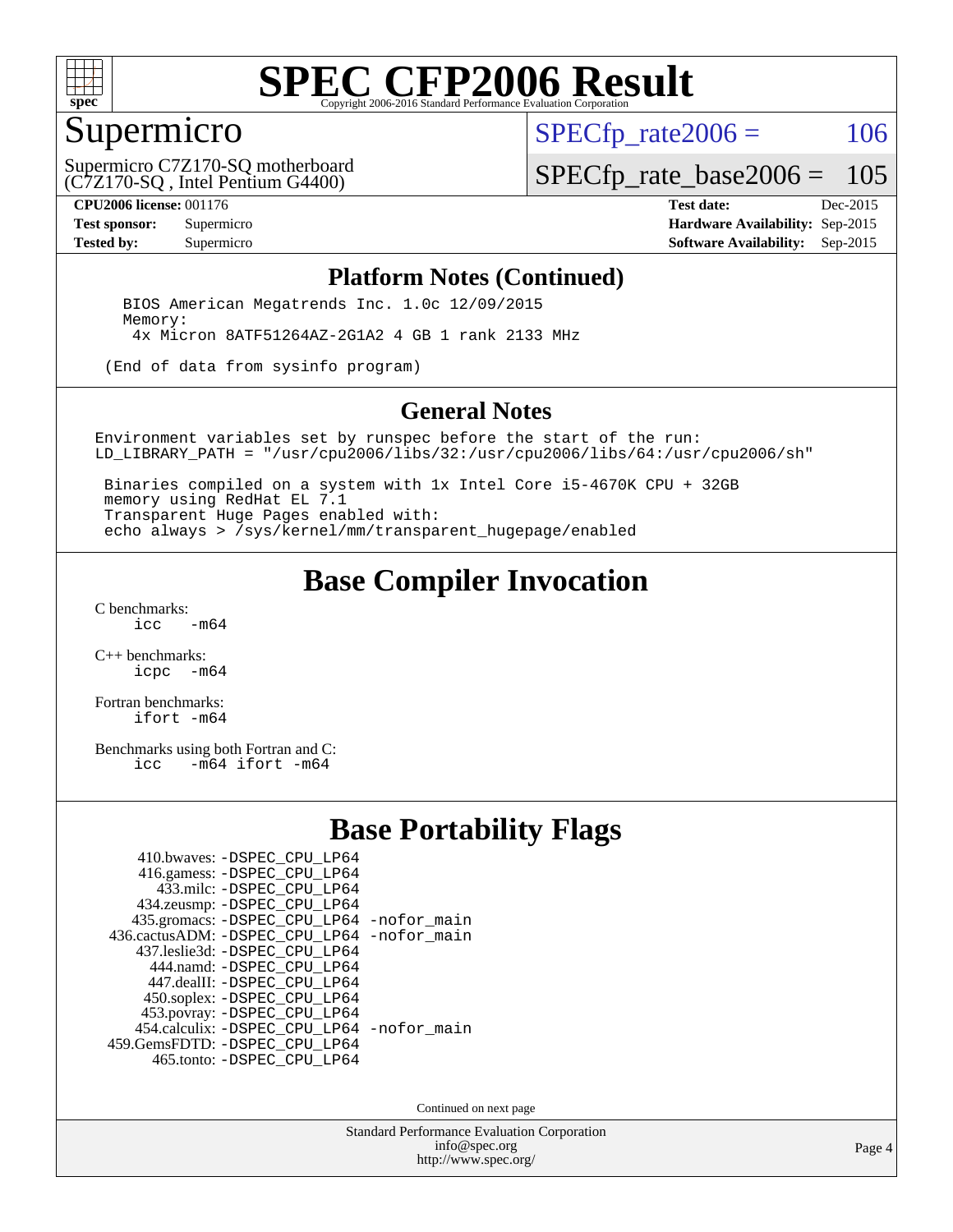# SPEC CFP2006 Result

Copyright 2006-2016 Standard Performance Evaluation Corporation

## Supermicro

Supermicro C7Z170-SQ motherboard
(C7Z170-SQ , Intel Pentium G4400)

SPECfp_rate2006 = 106

SPECfp_rate_base2006 = 105

| | | | |
|---|---|---|---|
| **CPU2006 license:** | 001176 | **Test date:** | Dec-2015 |
| **Test sponsor:** | Supermicro | **Hardware Availability:** | Sep-2015 |
| **Tested by:** | Supermicro | **Software Availability:** | Sep-2015 |

## Platform Notes (Continued)

```
BIOS American Megatrends Inc. 1.0c 12/09/2015
Memory:
 4x Micron 8ATF51264AZ-2G1A2 4 GB 1 rank 2133 MHz

(End of data from sysinfo program)
```

## General Notes

```
Environment variables set by runspec before the start of the run:
LD_LIBRARY_PATH = "/usr/cpu2006/libs/32:/usr/cpu2006/libs/64:/usr/cpu2006/sh"

 Binaries compiled on a system with 1x Intel Core i5-4670K CPU + 32GB
 memory using RedHat EL 7.1
 Transparent Huge Pages enabled with:
 echo always > /sys/kernel/mm/transparent_hugepage/enabled
```

## Base Compiler Invocation

C benchmarks:
    icc -m64

C++ benchmarks:
    icpc -m64

Fortran benchmarks:
    ifort -m64

Benchmarks using both Fortran and C:
    icc -m64 ifort -m64

## Base Portability Flags

| Benchmark | Flags |
|---|---|
| 410.bwaves: | -DSPEC_CPU_LP64 |
| 416.gamess: | -DSPEC_CPU_LP64 |
| 433.milc: | -DSPEC_CPU_LP64 |
| 434.zeusmp: | -DSPEC_CPU_LP64 |
| 435.gromacs: | -DSPEC_CPU_LP64 -nofor_main |
| 436.cactusADM: | -DSPEC_CPU_LP64 -nofor_main |
| 437.leslie3d: | -DSPEC_CPU_LP64 |
| 444.namd: | -DSPEC_CPU_LP64 |
| 447.dealII: | -DSPEC_CPU_LP64 |
| 450.soplex: | -DSPEC_CPU_LP64 |
| 453.povray: | -DSPEC_CPU_LP64 |
| 454.calculix: | -DSPEC_CPU_LP64 -nofor_main |
| 459.GemsFDTD: | -DSPEC_CPU_LP64 |
| 465.tonto: | -DSPEC_CPU_LP64 |

Continued on next page

Standard Performance Evaluation Corporation
info@spec.org
http://www.spec.org/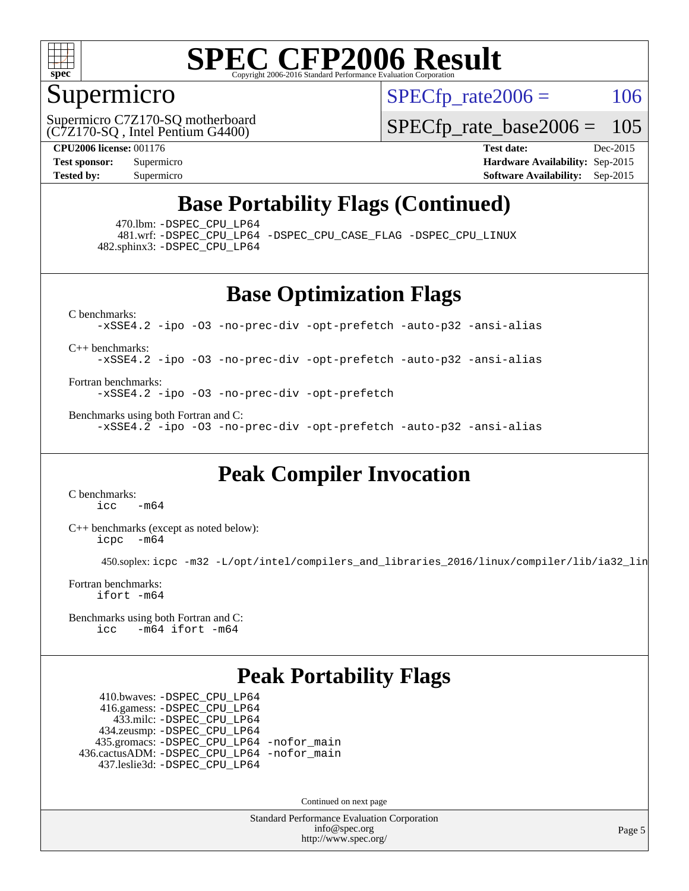# SPEC CFP2006 Result

Copyright 2006-2016 Standard Performance Evaluation Corporation

## Supermicro

Supermicro C7Z170-SQ motherboard (C7Z170-SQ , Intel Pentium G4400)

SPECfp_rate2006 = 106

SPECfp_rate_base2006 = 105

| | | | |
|---|---|---|---|
| **CPU2006 license:** 001176 | | **Test date:** | Dec-2015 |
| **Test sponsor:** | Supermicro | **Hardware Availability:** | Sep-2015 |
| **Tested by:** | Supermicro | **Software Availability:** | Sep-2015 |

## Base Portability Flags (Continued)

470.lbm: -DSPEC_CPU_LP64
481.wrf: -DSPEC_CPU_LP64 -DSPEC_CPU_CASE_FLAG -DSPEC_CPU_LINUX
482.sphinx3: -DSPEC_CPU_LP64

## Base Optimization Flags

C benchmarks:
-xSSE4.2 -ipo -O3 -no-prec-div -opt-prefetch -auto-p32 -ansi-alias

C++ benchmarks:
-xSSE4.2 -ipo -O3 -no-prec-div -opt-prefetch -auto-p32 -ansi-alias

Fortran benchmarks:
-xSSE4.2 -ipo -O3 -no-prec-div -opt-prefetch

Benchmarks using both Fortran and C:
-xSSE4.2 -ipo -O3 -no-prec-div -opt-prefetch -auto-p32 -ansi-alias

## Peak Compiler Invocation

C benchmarks:
icc -m64

C++ benchmarks (except as noted below):
icpc -m64

450.soplex: icpc -m32 -L/opt/intel/compilers_and_libraries_2016/linux/compiler/lib/ia32_lin

Fortran benchmarks:
ifort -m64

Benchmarks using both Fortran and C:
icc -m64 ifort -m64

## Peak Portability Flags

410.bwaves: -DSPEC_CPU_LP64
416.gamess: -DSPEC_CPU_LP64
433.milc: -DSPEC_CPU_LP64
434.zeusmp: -DSPEC_CPU_LP64
435.gromacs: -DSPEC_CPU_LP64 -nofor_main
436.cactusADM: -DSPEC_CPU_LP64 -nofor_main
437.leslie3d: -DSPEC_CPU_LP64

Continued on next page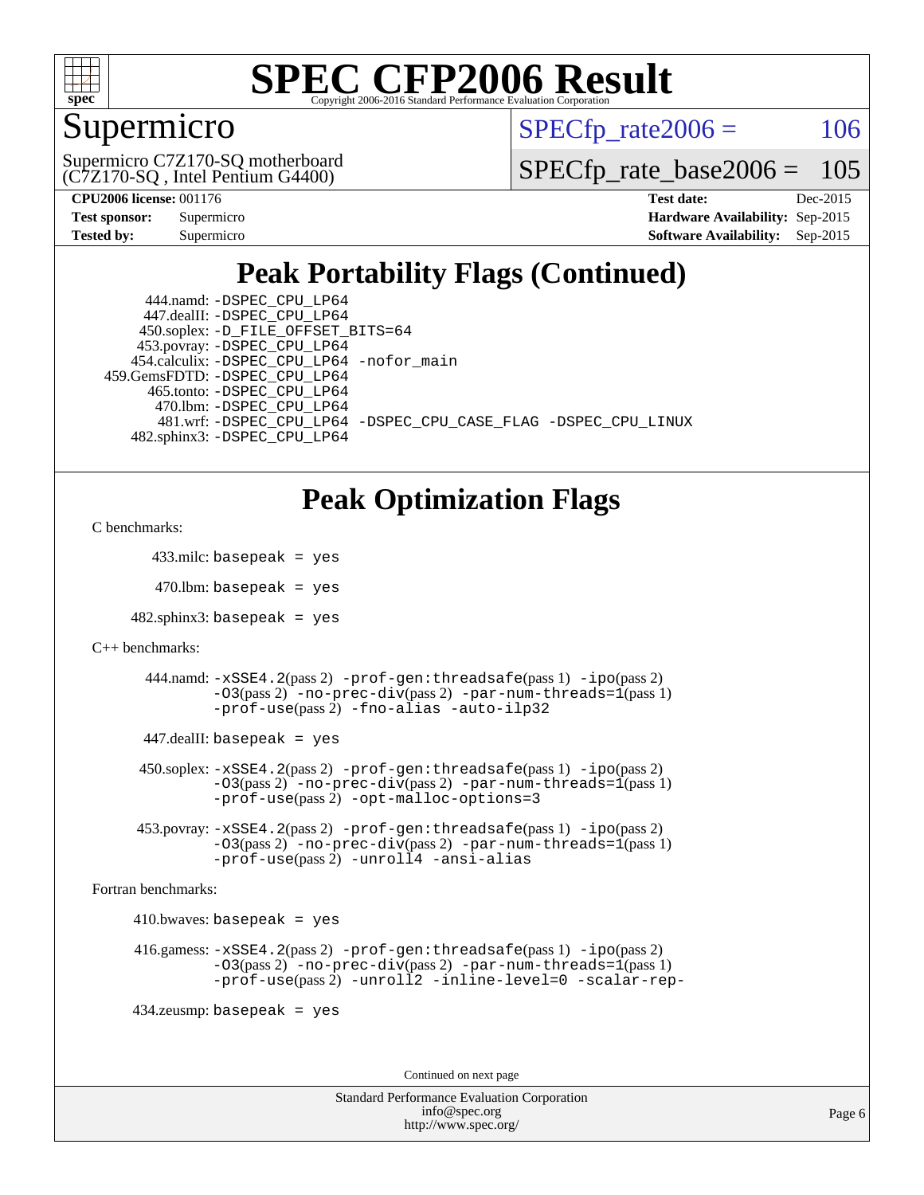# SPEC CFP2006 Result

Copyright 2006-2016 Standard Performance Evaluation Corporation

## Supermicro

Supermicro C7Z170-SQ motherboard
(C7Z170-SQ , Intel Pentium G4400)

SPECfp_rate2006 = 106

SPECfp_rate_base2006 = 105

**CPU2006 license:** 001176
**Test sponsor:** Supermicro
**Tested by:** Supermicro

**Test date:** Dec-2015
**Hardware Availability:** Sep-2015
**Software Availability:** Sep-2015

## Peak Portability Flags (Continued)

444.namd: -DSPEC_CPU_LP64
447.dealII: -DSPEC_CPU_LP64
450.soplex: -D_FILE_OFFSET_BITS=64
453.povray: -DSPEC_CPU_LP64
454.calculix: -DSPEC_CPU_LP64 -nofor_main
459.GemsFDTD: -DSPEC_CPU_LP64
465.tonto: -DSPEC_CPU_LP64
470.lbm: -DSPEC_CPU_LP64
481.wrf: -DSPEC_CPU_LP64 -DSPEC_CPU_CASE_FLAG -DSPEC_CPU_LINUX
482.sphinx3: -DSPEC_CPU_LP64

## Peak Optimization Flags

C benchmarks:

433.milc: basepeak = yes

470.lbm: basepeak = yes

482.sphinx3: basepeak = yes

C++ benchmarks:

444.namd: -xSSE4.2(pass 2) -prof-gen:threadsafe(pass 1) -ipo(pass 2) -O3(pass 2) -no-prec-div(pass 2) -par-num-threads=1(pass 1) -prof-use(pass 2) -fno-alias -auto-ilp32

447.dealII: basepeak = yes

450.soplex: -xSSE4.2(pass 2) -prof-gen:threadsafe(pass 1) -ipo(pass 2) -O3(pass 2) -no-prec-div(pass 2) -par-num-threads=1(pass 1) -prof-use(pass 2) -opt-malloc-options=3

453.povray: -xSSE4.2(pass 2) -prof-gen:threadsafe(pass 1) -ipo(pass 2) -O3(pass 2) -no-prec-div(pass 2) -par-num-threads=1(pass 1) -prof-use(pass 2) -unroll4 -ansi-alias

Fortran benchmarks:

410.bwaves: basepeak = yes

416.gamess: -xSSE4.2(pass 2) -prof-gen:threadsafe(pass 1) -ipo(pass 2) -O3(pass 2) -no-prec-div(pass 2) -par-num-threads=1(pass 1) -prof-use(pass 2) -unroll2 -inline-level=0 -scalar-rep-

434.zeusmp: basepeak = yes

Continued on next page

Standard Performance Evaluation Corporation
info@spec.org
http://www.spec.org/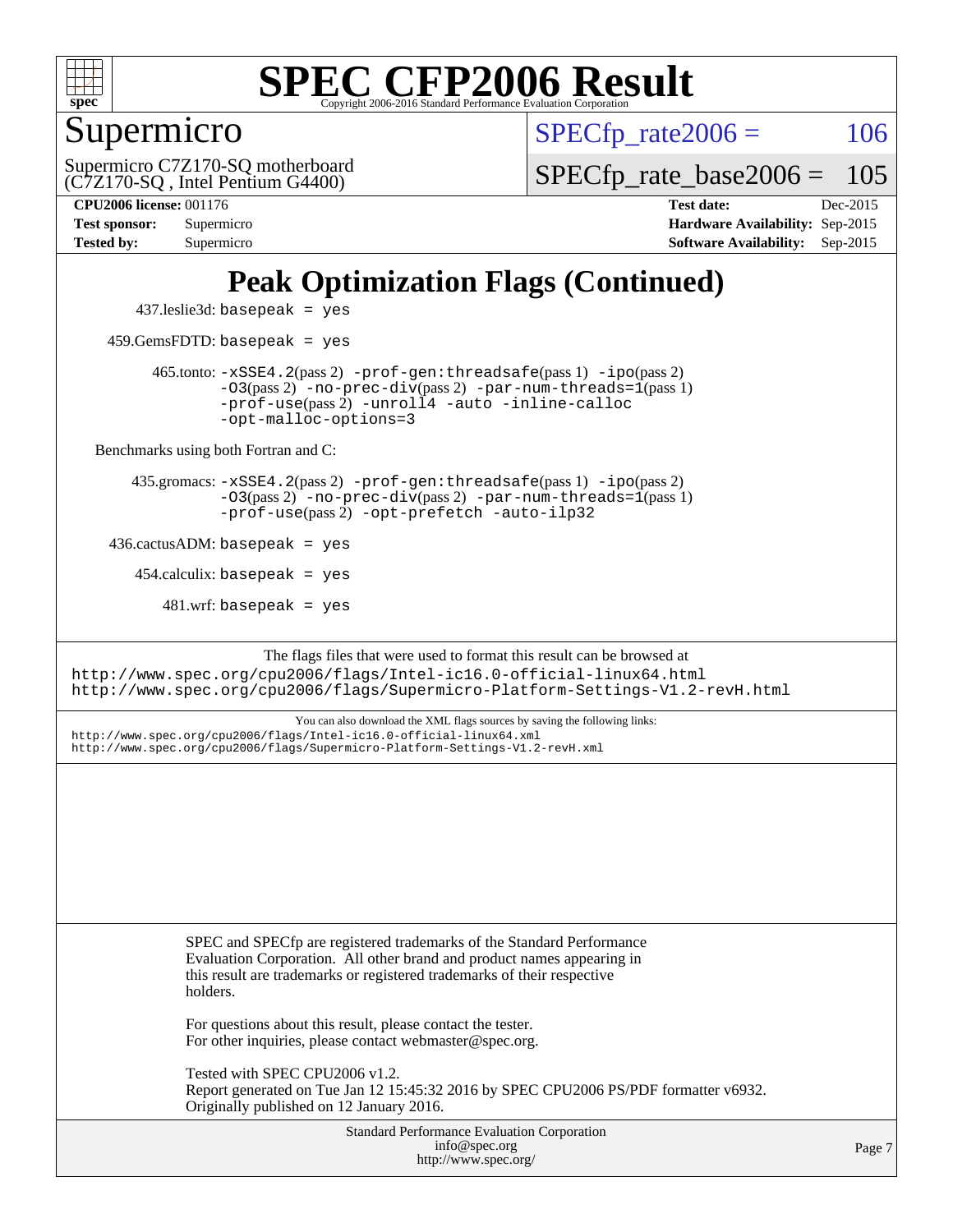# Peak Optimization Flags (Continued)

437.leslie3d: basepeak = yes

459.GemsFDTD: basepeak = yes

465.tonto: -xSSE4.2(pass 2) -prof-gen:threadsafe(pass 1) -ipo(pass 2) -O3(pass 2) -no-prec-div(pass 2) -par-num-threads=1(pass 1) -prof-use(pass 2) -unroll4 -auto -inline-calloc -opt-malloc-options=3

Benchmarks using both Fortran and C:

435.gromacs: -xSSE4.2(pass 2) -prof-gen:threadsafe(pass 1) -ipo(pass 2) -O3(pass 2) -no-prec-div(pass 2) -par-num-threads=1(pass 1) -prof-use(pass 2) -opt-prefetch -auto-ilp32

436.cactusADM: basepeak = yes

454.calculix: basepeak = yes

481.wrf: basepeak = yes

The flags files that were used to format this result can be browsed at
http://www.spec.org/cpu2006/flags/Intel-ic16.0-official-linux64.html
http://www.spec.org/cpu2006/flags/Supermicro-Platform-Settings-V1.2-revH.html

You can also download the XML flags sources by saving the following links:
http://www.spec.org/cpu2006/flags/Intel-ic16.0-official-linux64.xml
http://www.spec.org/cpu2006/flags/Supermicro-Platform-Settings-V1.2-revH.xml

SPEC and SPECfp are registered trademarks of the Standard Performance Evaluation Corporation. All other brand and product names appearing in this result are trademarks or registered trademarks of their respective holders.

For questions about this result, please contact the tester.
For other inquiries, please contact webmaster@spec.org.

Tested with SPEC CPU2006 v1.2.
Report generated on Tue Jan 12 15:45:32 2016 by SPEC CPU2006 PS/PDF formatter v6932.
Originally published on 12 January 2016.